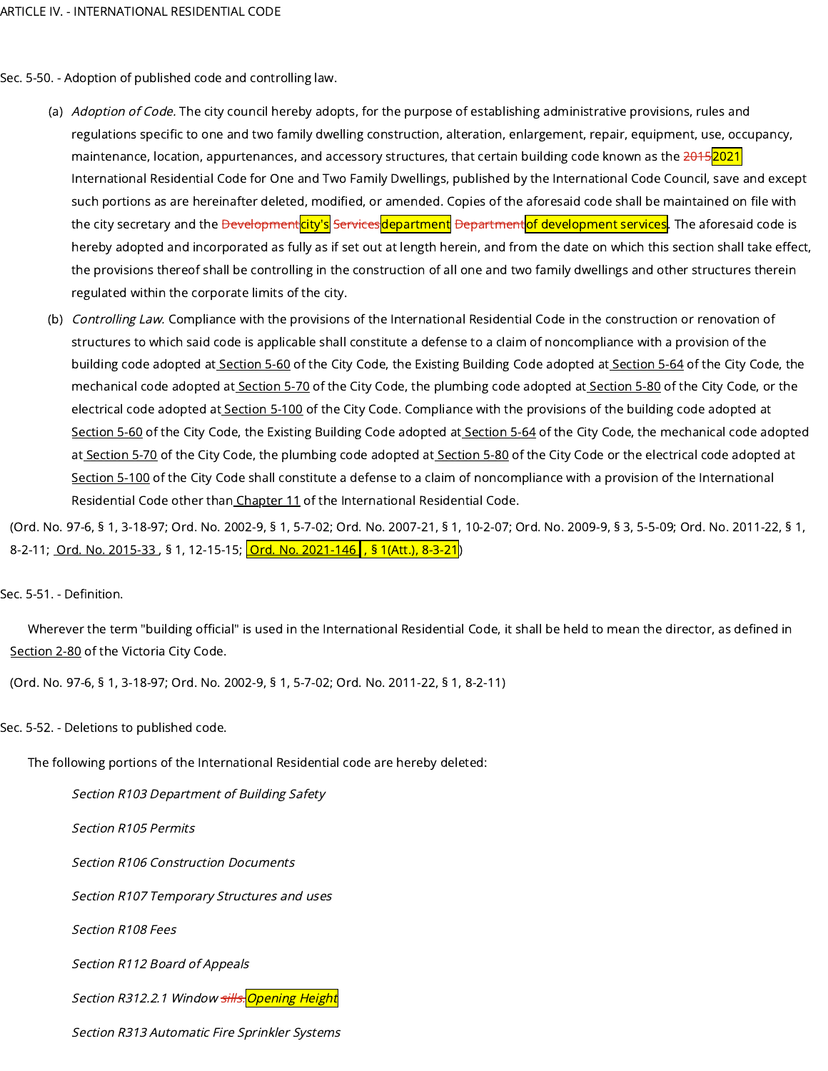ARTICLE IV. - INTERNATIONAL RESIDENTIAL CODE

Sec. 5-50. - Adoption of published code and controlling law.

(a) *Adoption of Code.* The city council hereby adopts, for the purpose of establishing administrative provisions, rules and regulations specific to one and two family dwelling construction, alteration, enlargement, repair, equipment, use, occupancy, maintenance, location, appurtenances, and accessory structures, that certain building code known as the ~~2015~~2021 International Residential Code for One and Two Family Dwellings, published by the International Code Council, save and except such portions as are hereinafter deleted, modified, or amended. Copies of the aforesaid code shall be maintained on file with the city secretary and the ~~Development~~city's ~~Services~~department ~~Department~~of development services. The aforesaid code is hereby adopted and incorporated as fully as if set out at length herein, and from the date on which this section shall take effect, the provisions thereof shall be controlling in the construction of all one and two family dwellings and other structures therein regulated within the corporate limits of the city.

(b) *Controlling Law.* Compliance with the provisions of the International Residential Code in the construction or renovation of structures to which said code is applicable shall constitute a defense to a claim of noncompliance with a provision of the building code adopted at Section 5-60 of the City Code, the Existing Building Code adopted at Section 5-64 of the City Code, the mechanical code adopted at Section 5-70 of the City Code, the plumbing code adopted at Section 5-80 of the City Code, or the electrical code adopted at Section 5-100 of the City Code. Compliance with the provisions of the building code adopted at Section 5-60 of the City Code, the Existing Building Code adopted at Section 5-64 of the City Code, the mechanical code adopted at Section 5-70 of the City Code, the plumbing code adopted at Section 5-80 of the City Code or the electrical code adopted at Section 5-100 of the City Code shall constitute a defense to a claim of noncompliance with a provision of the International Residential Code other than Chapter 11 of the International Residential Code.

(Ord. No. 97-6, § 1, 3-18-97; Ord. No. 2002-9, § 1, 5-7-02; Ord. No. 2007-21, § 1, 10-2-07; Ord. No. 2009-9, § 3, 5-5-09; Ord. No. 2011-22, § 1, 8-2-11; Ord. No. 2015-33, § 1, 12-15-15; Ord. No. 2021-146, § 1(Att.), 8-3-21)

Sec. 5-51. - Definition.

Wherever the term "building official" is used in the International Residential Code, it shall be held to mean the director, as defined in Section 2-80 of the Victoria City Code.

(Ord. No. 97-6, § 1, 3-18-97; Ord. No. 2002-9, § 1, 5-7-02; Ord. No. 2011-22, § 1, 8-2-11)

Sec. 5-52. - Deletions to published code.

The following portions of the International Residential code are hereby deleted:

*Section R103 Department of Building Safety*

*Section R105 Permits*

*Section R106 Construction Documents*

*Section R107 Temporary Structures and uses*

*Section R108 Fees*

*Section R112 Board of Appeals*

*Section R312.2.1 Window ~~sills.~~Opening Height*

*Section R313 Automatic Fire Sprinkler Systems*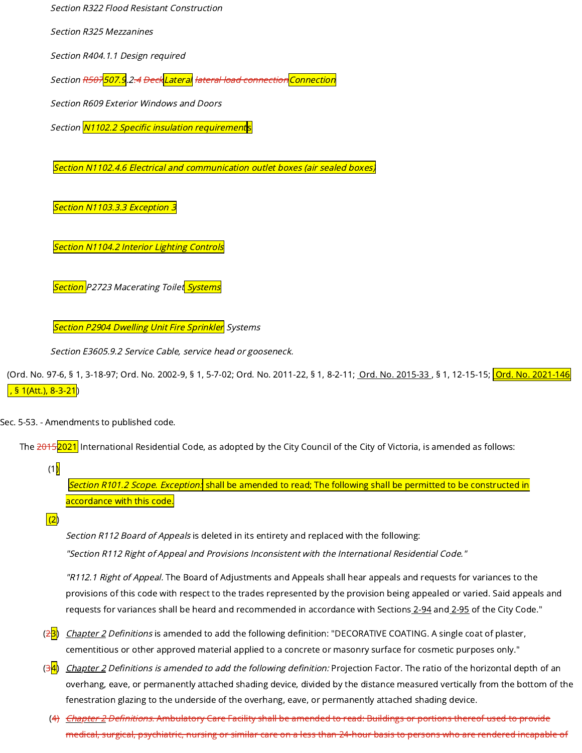*Section R322 Flood Resistant Construction*

*Section R325 Mezzanines*

*Section R404.1.1 Design required*

*Section ~~R507~~507.9.2~~.4 Deck~~Lateral ~~lateral load connection~~Connection*

*Section R609 Exterior Windows and Doors*

*Section N1102.2 Specific insulation requirements*

*Section N1102.4.6 Electrical and communication outlet boxes (air sealed boxes)*

*Section N1103.3.3 Exception 3*

*Section N1104.2 Interior Lighting Controls*

*Section P2723 Macerating Toilet Systems*

*Section P2904 Dwelling Unit Fire Sprinkler Systems*

*Section E3605.9.2 Service Cable, service head or gooseneck.*

(Ord. No. 97-6, § 1, 3-18-97; Ord. No. 2002-9, § 1, 5-7-02; Ord. No. 2011-22, § 1, 8-2-11; Ord. No. 2015-33 , § 1, 12-15-15; Ord. No. 2021-146 , § 1(Att.), 8-3-21)

Sec. 5-53. - Amendments to published code.

The ~~2015~~2021 International Residential Code, as adopted by the City Council of the City of Victoria, is amended as follows:

(1) *Section R101.2 Scope. Exception:* shall be amended to read; The following shall be permitted to be constructed in accordance with this code.

(2) *Section R112 Board of Appeals* is deleted in its entirety and replaced with the following:

*"Section R112 Right of Appeal and Provisions Inconsistent with the International Residential Code."*

*"R112.1 Right of Appeal.* The Board of Adjustments and Appeals shall hear appeals and requests for variances to the provisions of this code with respect to the trades represented by the provision being appealed or varied. Said appeals and requests for variances shall be heard and recommended in accordance with Sections 2-94 and 2-95 of the City Code."

(~~2~~3) *Chapter 2 Definitions* is amended to add the following definition: "DECORATIVE COATING. A single coat of plaster, cementitious or other approved material applied to a concrete or masonry surface for cosmetic purposes only."

(~~3~~4) *Chapter 2 Definitions is amended to add the following definition:* Projection Factor. The ratio of the horizontal depth of an overhang, eave, or permanently attached shading device, divided by the distance measured vertically from the bottom of the fenestration glazing to the underside of the overhang, eave, or permanently attached shading device.

~~(4) *Chapter 2 Definitions.* Ambulatory Care Facility shall be amended to read: Buildings or portions thereof used to provide medical, surgical, psychiatric, nursing or similar care on a less than 24-hour basis to persons who are rendered incapable of~~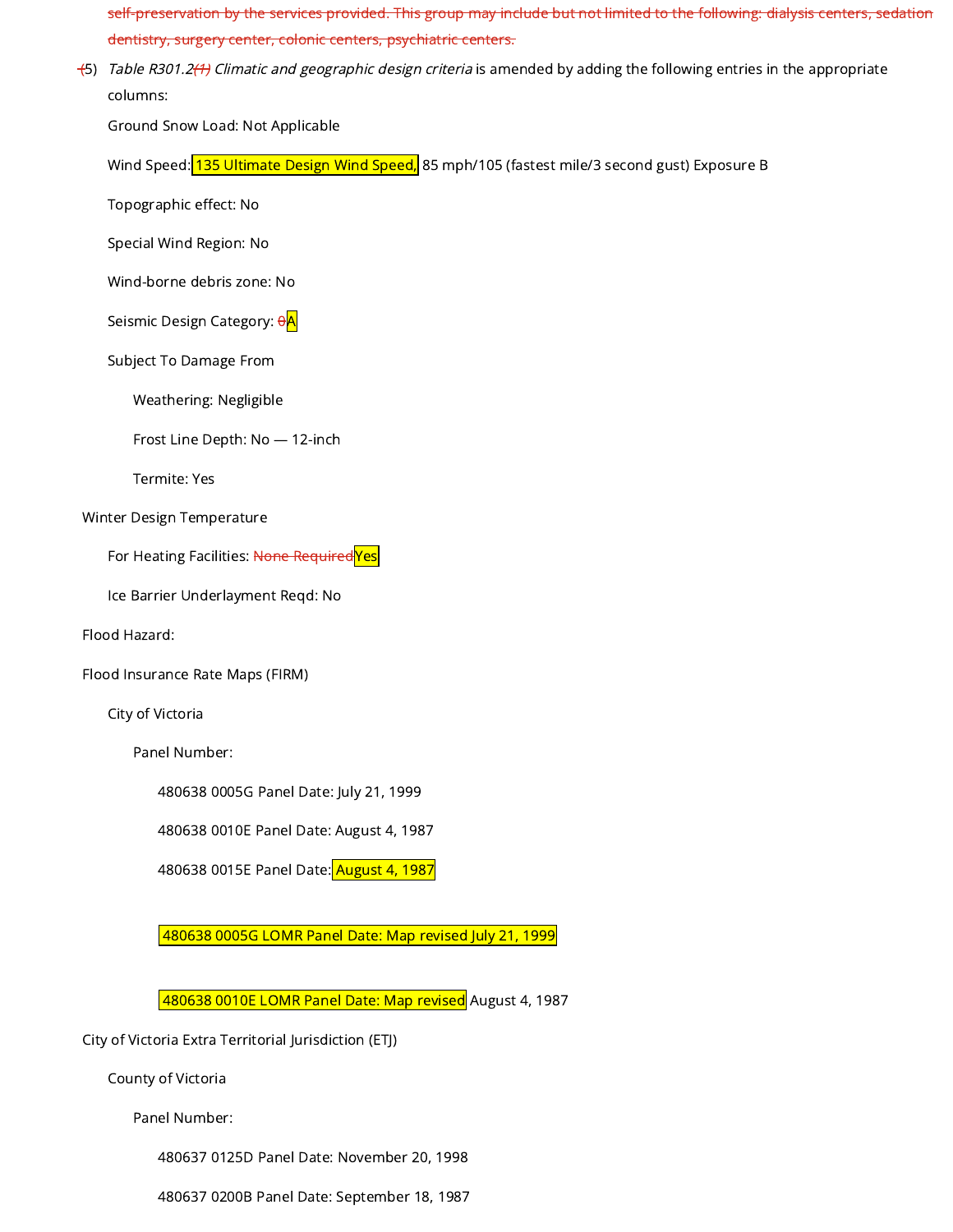~~self-preservation by the services provided. This group may include but not limited to the following: dialysis centers, sedation dentistry, surgery center, colonic centers, psychiatric centers.~~

~~(~~5) *Table R301.2~~(1)~~ Climatic and geographic design criteria* is amended by adding the following entries in the appropriate columns:

Ground Snow Load: Not Applicable

Wind Speed: 135 Ultimate Design Wind Speed, 85 mph/105 (fastest mile/3 second gust) Exposure B

Topographic effect: No

Special Wind Region: No

Wind-borne debris zone: No

Seismic Design Category: ~~0~~A

Subject To Damage From

Weathering: Negligible

Frost Line Depth: No — 12-inch

Termite: Yes

Winter Design Temperature

For Heating Facilities: ~~None Required~~Yes

Ice Barrier Underlayment Reqd: No

Flood Hazard:

Flood Insurance Rate Maps (FIRM)

City of Victoria

Panel Number:

480638 0005G Panel Date: July 21, 1999

480638 0010E Panel Date: August 4, 1987

480638 0015E Panel Date: August 4, 1987

480638 0005G LOMR Panel Date: Map revised July 21, 1999

480638 0010E LOMR Panel Date: Map revised August 4, 1987

City of Victoria Extra Territorial Jurisdiction (ETJ)

County of Victoria

Panel Number:

480637 0125D Panel Date: November 20, 1998

480637 0200B Panel Date: September 18, 1987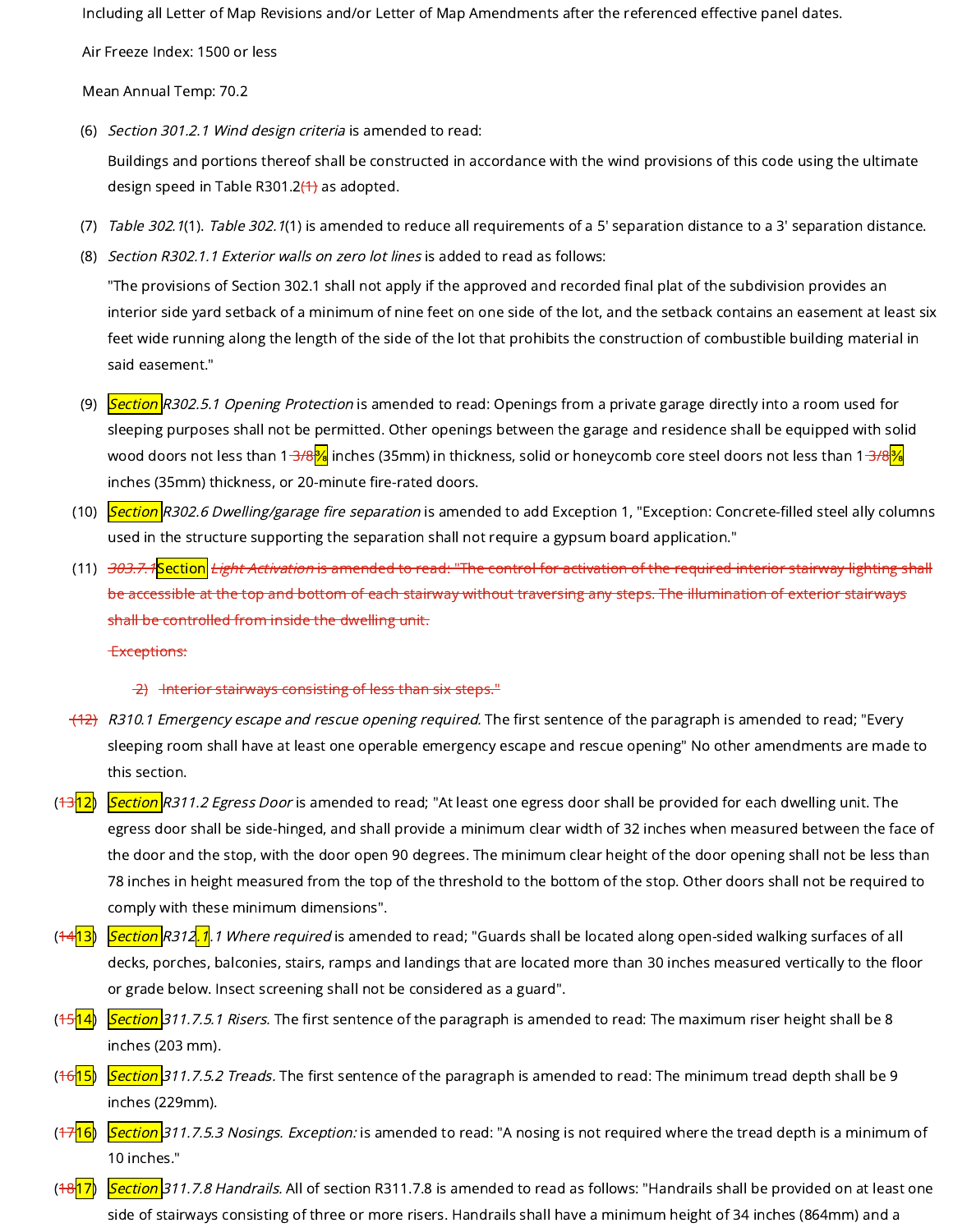Including all Letter of Map Revisions and/or Letter of Map Amendments after the referenced effective panel dates.

Air Freeze Index: 1500 or less

Mean Annual Temp: 70.2

(6) *Section 301.2.1 Wind design criteria* is amended to read:

Buildings and portions thereof shall be constructed in accordance with the wind provisions of this code using the ultimate design speed in Table R301.2~~(1)~~ as adopted.

(7) *Table 302.1*(1). *Table 302.1*(1) is amended to reduce all requirements of a 5' separation distance to a 3' separation distance.

(8) *Section R302.1.1 Exterior walls on zero lot lines* is added to read as follows:

"The provisions of Section 302.1 shall not apply if the approved and recorded final plat of the subdivision provides an interior side yard setback of a minimum of nine feet on one side of the lot, and the setback contains an easement at least six feet wide running along the length of the side of the lot that prohibits the construction of combustible building material in said easement."

(9) *Section* R302.5.1 *Opening Protection* is amended to read: Openings from a private garage directly into a room used for sleeping purposes shall not be permitted. Other openings between the garage and residence shall be equipped with solid wood doors not less than 1 ~~3/8~~⅜ inches (35mm) in thickness, solid or honeycomb core steel doors not less than 1 ~~3/8~~⅜ inches (35mm) thickness, or 20-minute fire-rated doors.

(10) *Section* R302.6 *Dwelling/garage fire separation* is amended to add Exception 1, "Exception: Concrete-filled steel ally columns used in the structure supporting the separation shall not require a gypsum board application."

(11) ~~*303.7.1*~~Section ~~*Light Activation* is amended to read: "The control for activation of the required interior stairway lighting shall be accessible at the top and bottom of each stairway without traversing any steps. The illumination of exterior stairways shall be controlled from inside the dwelling unit.~~

~~Exceptions:~~

~~2) Interior stairways consisting of less than six steps."~~

~~(12)~~ *R310.1 Emergency escape and rescue opening required.* The first sentence of the paragraph is amended to read; "Every sleeping room shall have at least one operable emergency escape and rescue opening" No other amendments are made to this section.

(~~13~~12) *Section* R311.2 *Egress Door* is amended to read; "At least one egress door shall be provided for each dwelling unit. The egress door shall be side-hinged, and shall provide a minimum clear width of 32 inches when measured between the face of the door and the stop, with the door open 90 degrees. The minimum clear height of the door opening shall not be less than 78 inches in height measured from the top of the threshold to the bottom of the stop. Other doors shall not be required to comply with these minimum dimensions".

(~~14~~13) *Section* R312.1.1 *Where required* is amended to read; "Guards shall be located along open-sided walking surfaces of all decks, porches, balconies, stairs, ramps and landings that are located more than 30 inches measured vertically to the floor or grade below. Insect screening shall not be considered as a guard".

(~~15~~14) *Section* 311.7.5.1 *Risers.* The first sentence of the paragraph is amended to read: The maximum riser height shall be 8 inches (203 mm).

(~~16~~15) *Section* 311.7.5.2 *Treads.* The first sentence of the paragraph is amended to read: The minimum tread depth shall be 9 inches (229mm).

(~~17~~16) *Section* 311.7.5.3 *Nosings. Exception:* is amended to read: "A nosing is not required where the tread depth is a minimum of 10 inches."

(~~18~~17) *Section* 311.7.8 *Handrails.* All of section R311.7.8 is amended to read as follows: "Handrails shall be provided on at least one side of stairways consisting of three or more risers. Handrails shall have a minimum height of 34 inches (864mm) and a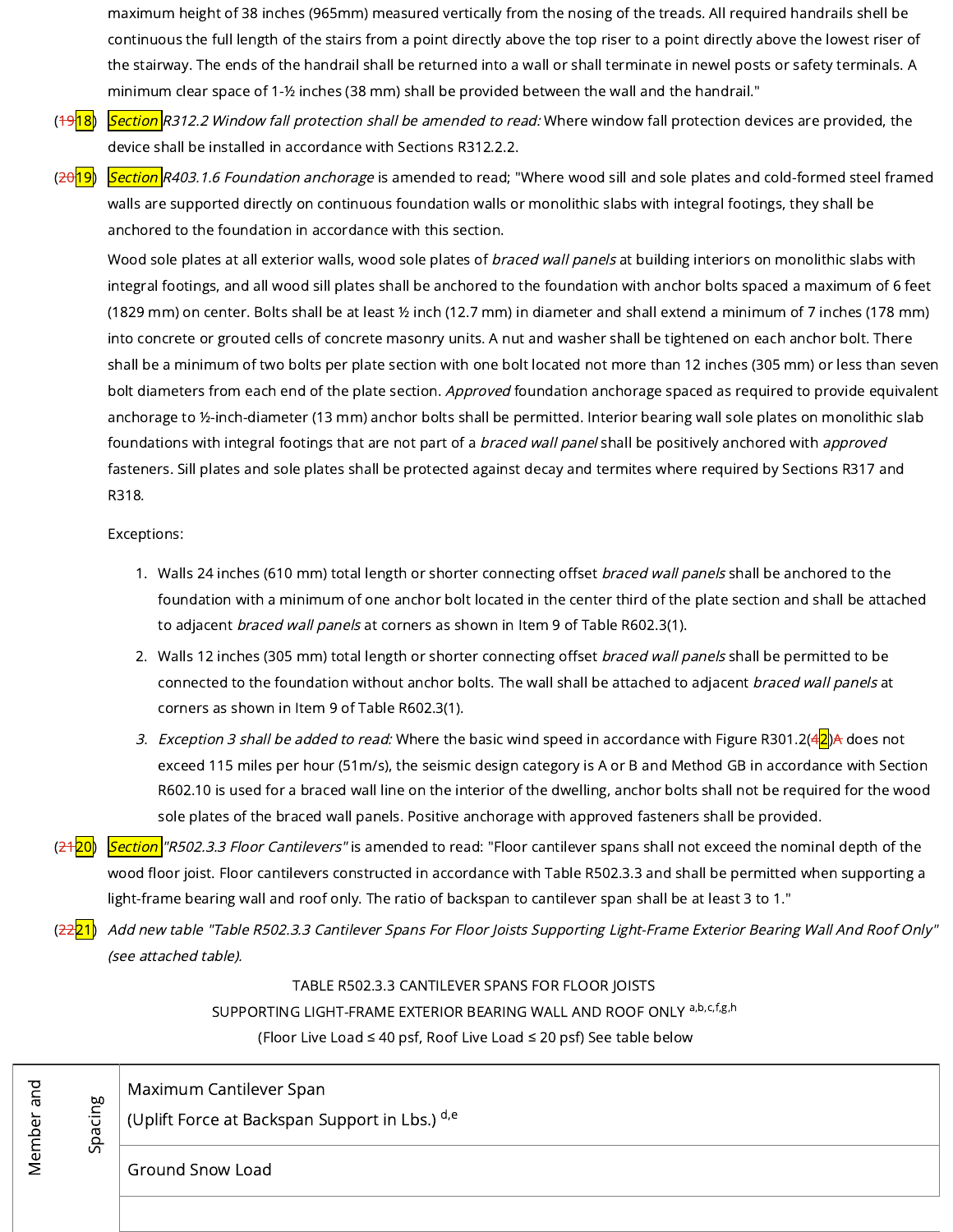maximum height of 38 inches (965mm) measured vertically from the nosing of the treads. All required handrails shell be continuous the full length of the stairs from a point directly above the top riser to a point directly above the lowest riser of the stairway. The ends of the handrail shall be returned into a wall or shall terminate in newel posts or safety terminals. A minimum clear space of 1-½ inches (38 mm) shall be provided between the wall and the handrail."

(~~19~~18) *Section R312.2 Window fall protection shall be amended to read:* Where window fall protection devices are provided, the device shall be installed in accordance with Sections R312.2.2.

(~~20~~19) *Section R403.1.6 Foundation anchorage* is amended to read; "Where wood sill and sole plates and cold-formed steel framed walls are supported directly on continuous foundation walls or monolithic slabs with integral footings, they shall be anchored to the foundation in accordance with this section.

Wood sole plates at all exterior walls, wood sole plates of *braced wall panels* at building interiors on monolithic slabs with integral footings, and all wood sill plates shall be anchored to the foundation with anchor bolts spaced a maximum of 6 feet (1829 mm) on center. Bolts shall be at least ½ inch (12.7 mm) in diameter and shall extend a minimum of 7 inches (178 mm) into concrete or grouted cells of concrete masonry units. A nut and washer shall be tightened on each anchor bolt. There shall be a minimum of two bolts per plate section with one bolt located not more than 12 inches (305 mm) or less than seven bolt diameters from each end of the plate section. *Approved* foundation anchorage spaced as required to provide equivalent anchorage to ½-inch-diameter (13 mm) anchor bolts shall be permitted. Interior bearing wall sole plates on monolithic slab foundations with integral footings that are not part of a *braced wall panel* shall be positively anchored with *approved* fasteners. Sill plates and sole plates shall be protected against decay and termites where required by Sections R317 and R318.

Exceptions:

1. Walls 24 inches (610 mm) total length or shorter connecting offset *braced wall panels* shall be anchored to the foundation with a minimum of one anchor bolt located in the center third of the plate section and shall be attached to adjacent *braced wall panels* at corners as shown in Item 9 of Table R602.3(1).
2. Walls 12 inches (305 mm) total length or shorter connecting offset *braced wall panels* shall be permitted to be connected to the foundation without anchor bolts. The wall shall be attached to adjacent *braced wall panels* at corners as shown in Item 9 of Table R602.3(1).
3. *Exception 3 shall be added to read:* Where the basic wind speed in accordance with Figure R301.2(~~4~~2)~~A~~ does not exceed 115 miles per hour (51m/s), the seismic design category is A or B and Method GB in accordance with Section R602.10 is used for a braced wall line on the interior of the dwelling, anchor bolts shall not be required for the wood sole plates of the braced wall panels. Positive anchorage with approved fasteners shall be provided.

(~~21~~20) *Section "R502.3.3 Floor Cantilevers"* is amended to read: "Floor cantilever spans shall not exceed the nominal depth of the wood floor joist. Floor cantilevers constructed in accordance with Table R502.3.3 and shall be permitted when supporting a light-frame bearing wall and roof only. The ratio of backspan to cantilever span shall be at least 3 to 1."

(~~22~~21) *Add new table "Table R502.3.3 Cantilever Spans For Floor Joists Supporting Light-Frame Exterior Bearing Wall And Roof Only" (see attached table).*

TABLE R502.3.3 CANTILEVER SPANS FOR FLOOR JOISTS
SUPPORTING LIGHT-FRAME EXTERIOR BEARING WALL AND ROOF ONLY [a,b,c,f,g,h]
(Floor Live Load ≤ 40 psf, Roof Live Load ≤ 20 psf) See table below

| Member and | Spacing | Maximum Cantilever Span (Uplift Force at Backspan Support in Lbs.) [d,e] |
|---|---|---|
| | | Ground Snow Load |
| | | |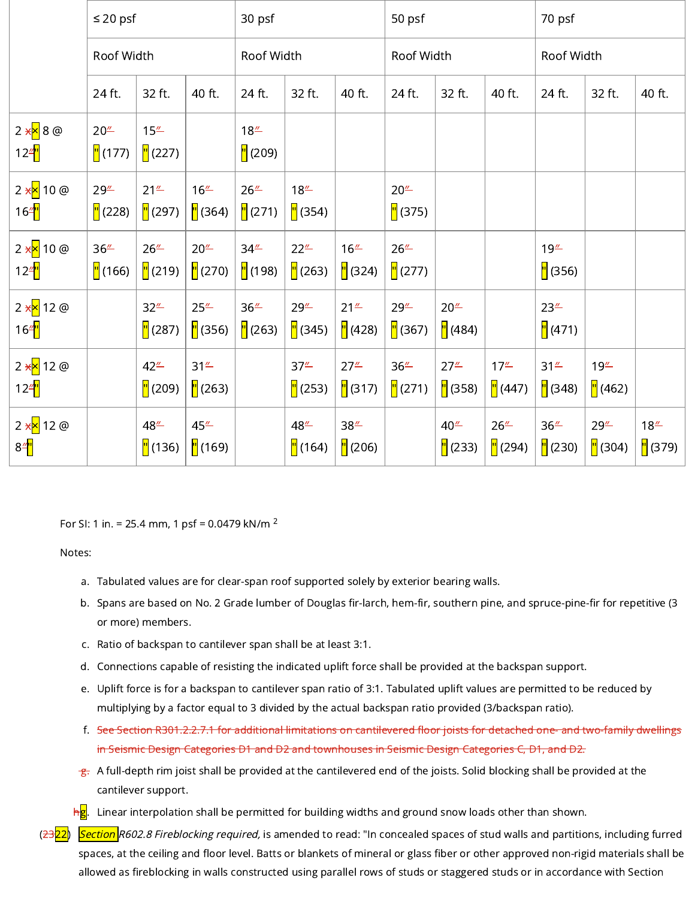| | ≤ 20 psf | | | 30 psf | | | 50 psf | | | 70 psf | | |
|---|---|---|---|---|---|---|---|---|---|---|---|---|
| | Roof Width | | | Roof Width | | | Roof Width | | | Roof Width | | |
| | 24 ft. | 32 ft. | 40 ft. | 24 ft. | 32 ft. | 40 ft. | 24 ft. | 32 ft. | 40 ft. | 24 ft. | 32 ft. | 40 ft. |
| 2 ~~x~~× 8 @ 12~~″~~" | 20~~″~~" (177) | 15~~″~~" (227) | | 18~~″~~" (209) | | | | | | | | |
| 2 ~~x~~× 10 @ 16~~″~~" | 29~~″~~" (228) | 21~~″~~" (297) | 16~~″~~" (364) | 26~~″~~" (271) | 18~~″~~" (354) | | 20~~″~~" (375) | | | | | |
| 2 ~~x~~× 10 @ 12~~″~~" | 36~~″~~" (166) | 26~~″~~" (219) | 20~~″~~" (270) | 34~~″~~" (198) | 22~~″~~" (263) | 16~~″~~" (324) | 26~~″~~" (277) | | | 19~~″~~" (356) | | |
| 2 ~~x~~× 12 @ 16~~″~~" | | 32~~″~~" (287) | 25~~″~~" (356) | 36~~″~~" (263) | 29~~″~~" (345) | 21~~″~~" (428) | 29~~″~~" (367) | 20~~″~~" (484) | | 23~~″~~" (471) | | |
| 2 ~~x~~× 12 @ 12~~″~~" | | 42~~″~~" (209) | 31~~″~~" (263) | | 37~~″~~" (253) | 27~~″~~" (317) | 36~~″~~" (271) | 27~~″~~" (358) | 17~~″~~" (447) | 31~~″~~" (348) | 19~~″~~" (462) | |
| 2 ~~x~~× 12 @ 8~~″~~" | | 48~~″~~" (136) | 45~~″~~" (169) | | 48~~″~~" (164) | 38~~″~~" (206) | | 40~~″~~" (233) | 26~~″~~" (294) | 36~~″~~" (230) | 29~~″~~" (304) | 18~~″~~" (379) |

For SI: 1 in. = 25.4 mm, 1 psf = 0.0479 kN/m $^2$

Notes:

a. Tabulated values are for clear-span roof supported solely by exterior bearing walls.

b. Spans are based on No. 2 Grade lumber of Douglas fir-larch, hem-fir, southern pine, and spruce-pine-fir for repetitive (3 or more) members.

c. Ratio of backspan to cantilever span shall be at least 3:1.

d. Connections capable of resisting the indicated uplift force shall be provided at the backspan support.

e. Uplift force is for a backspan to cantilever span ratio of 3:1. Tabulated uplift values are permitted to be reduced by multiplying by a factor equal to 3 divided by the actual backspan ratio provided (3/backspan ratio).

~~f. See Section R301.2.2.7.1 for additional limitations on cantilevered floor joists for detached one- and two-family dwellings in Seismic Design Categories D1 and D2 and townhouses in Seismic Design Categories C, D1, and D2.~~

~~g.~~ f. A full-depth rim joist shall be provided at the cantilevered end of the joists. Solid blocking shall be provided at the cantilever support.

~~h~~g. Linear interpolation shall be permitted for building widths and ground snow loads other than shown.

(~~23~~22) *Section R602.8 Fireblocking required,* is amended to read: "In concealed spaces of stud walls and partitions, including furred spaces, at the ceiling and floor level. Batts or blankets of mineral or glass fiber or other approved non-rigid materials shall be allowed as fireblocking in walls constructed using parallel rows of studs or staggered studs or in accordance with Section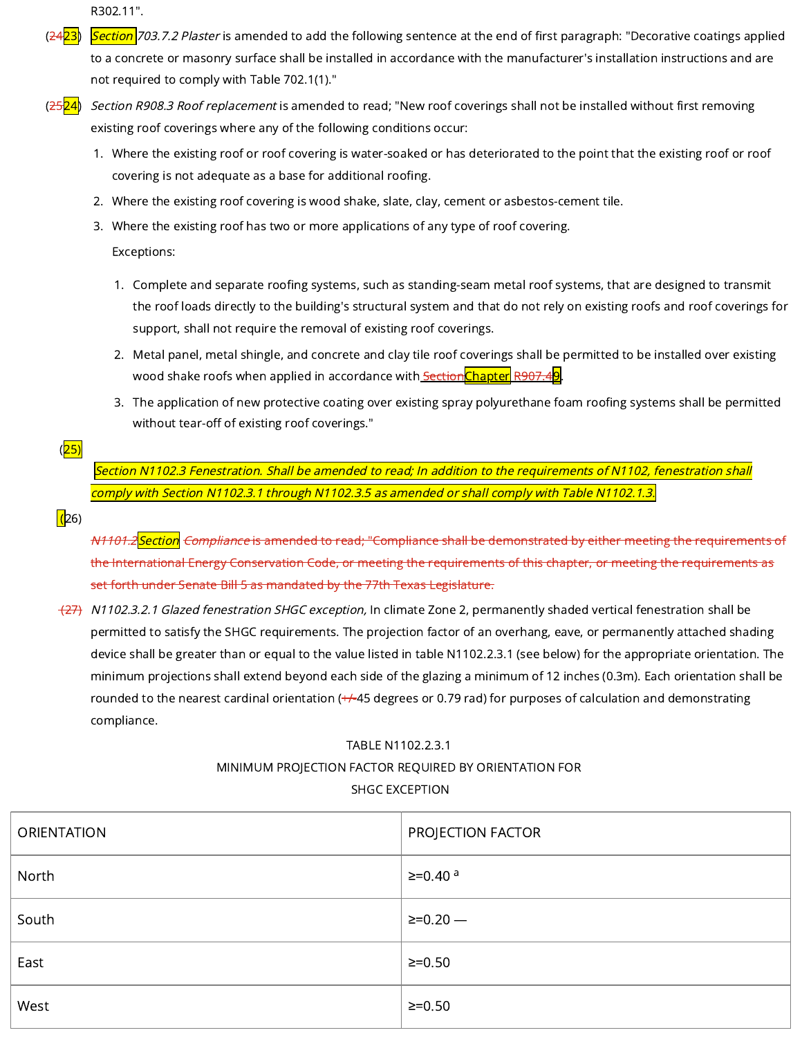R302.11".

(~~24~~23) Section *703.7.2 Plaster* is amended to add the following sentence at the end of first paragraph: "Decorative coatings applied to a concrete or masonry surface shall be installed in accordance with the manufacturer's installation instructions and are not required to comply with Table 702.1(1)."

(~~25~~24) *Section R908.3 Roof replacement* is amended to read; "New roof coverings shall not be installed without first removing existing roof coverings where any of the following conditions occur:

1. Where the existing roof or roof covering is water-soaked or has deteriorated to the point that the existing roof or roof covering is not adequate as a base for additional roofing.
2. Where the existing roof covering is wood shake, slate, clay, cement or asbestos-cement tile.
3. Where the existing roof has two or more applications of any type of roof covering.

   Exceptions:

   1. Complete and separate roofing systems, such as standing-seam metal roof systems, that are designed to transmit the roof loads directly to the building's structural system and that do not rely on existing roofs and roof coverings for support, shall not require the removal of existing roof coverings.
   2. Metal panel, metal shingle, and concrete and clay tile roof coverings shall be permitted to be installed over existing wood shake roofs when applied in accordance with ~~Section~~Chapter ~~R907.4~~9.
   3. The application of new protective coating over existing spray polyurethane foam roofing systems shall be permitted without tear-off of existing roof coverings."

(25)

*Section N1102.3 Fenestration. Shall be amended to read; In addition to the requirements of N1102, fenestration shall comply with Section N1102.3.1 through N1102.3.5 as amended or shall comply with Table N1102.1.3.*

(26)

~~*N1101.2*~~Section ~~*Compliance* is amended to read; "Compliance shall be demonstrated by either meeting the requirements of the International Energy Conservation Code, or meeting the requirements of this chapter, or meeting the requirements as set forth under Senate Bill 5 as mandated by the 77th Texas Legislature.~~

~~(27)~~ *N1102.3.2.1 Glazed fenestration SHGC exception,* In climate Zone 2, permanently shaded vertical fenestration shall be permitted to satisfy the SHGC requirements. The projection factor of an overhang, eave, or permanently attached shading device shall be greater than or equal to the value listed in table N1102.2.3.1 (see below) for the appropriate orientation. The minimum projections shall extend beyond each side of the glazing a minimum of 12 inches (0.3m). Each orientation shall be rounded to the nearest cardinal orientation (~~+/-~~45 degrees or 0.79 rad) for purposes of calculation and demonstrating compliance.

TABLE N1102.2.3.1
MINIMUM PROJECTION FACTOR REQUIRED BY ORIENTATION FOR
SHGC EXCEPTION

| ORIENTATION | PROJECTION FACTOR |
|---|---|
| North | ≥=0.40 [a] |
| South | ≥=0.20 — |
| East | ≥=0.50 |
| West | ≥=0.50 |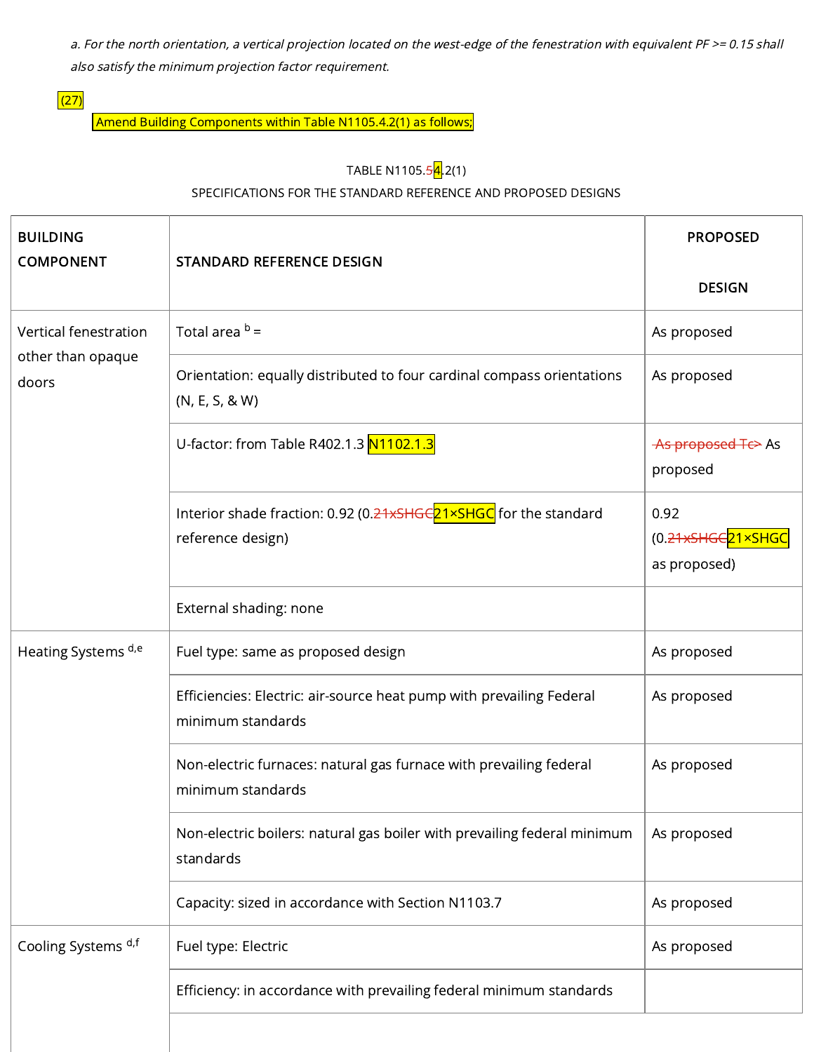*a. For the north orientation, a vertical projection located on the west-edge of the fenestration with equivalent PF >= 0.15 shall also satisfy the minimum projection factor requirement.*

(27)

Amend Building Components within Table N1105.4.2(1) as follows;

TABLE N1105.~~5~~4.2(1)
SPECIFICATIONS FOR THE STANDARD REFERENCE AND PROPOSED DESIGNS

| BUILDING COMPONENT | STANDARD REFERENCE DESIGN | PROPOSED DESIGN |
|---|---|---|
| Vertical fenestration other than opaque doors | Total area [b] = | As proposed |
| | Orientation: equally distributed to four cardinal compass orientations (N, E, S, & W) | As proposed |
| | U-factor: from Table R402.1.3 N1102.1.3 | ~~As proposed Tc>~~ As proposed |
| | Interior shade fraction: 0.92 (0.~~21×SHGC~~21×SHGC for the standard reference design) | 0.92 (0.~~21×SHGC~~21×SHGC as proposed) |
| | External shading: none | |
| Heating Systems [d,e] | Fuel type: same as proposed design | As proposed |
| | Efficiencies: Electric: air-source heat pump with prevailing Federal minimum standards | As proposed |
| | Non-electric furnaces: natural gas furnace with prevailing federal minimum standards | As proposed |
| | Non-electric boilers: natural gas boiler with prevailing federal minimum standards | As proposed |
| | Capacity: sized in accordance with Section N1103.7 | As proposed |
| Cooling Systems [d,f] | Fuel type: Electric | As proposed |
| | Efficiency: in accordance with prevailing federal minimum standards | |
| | | |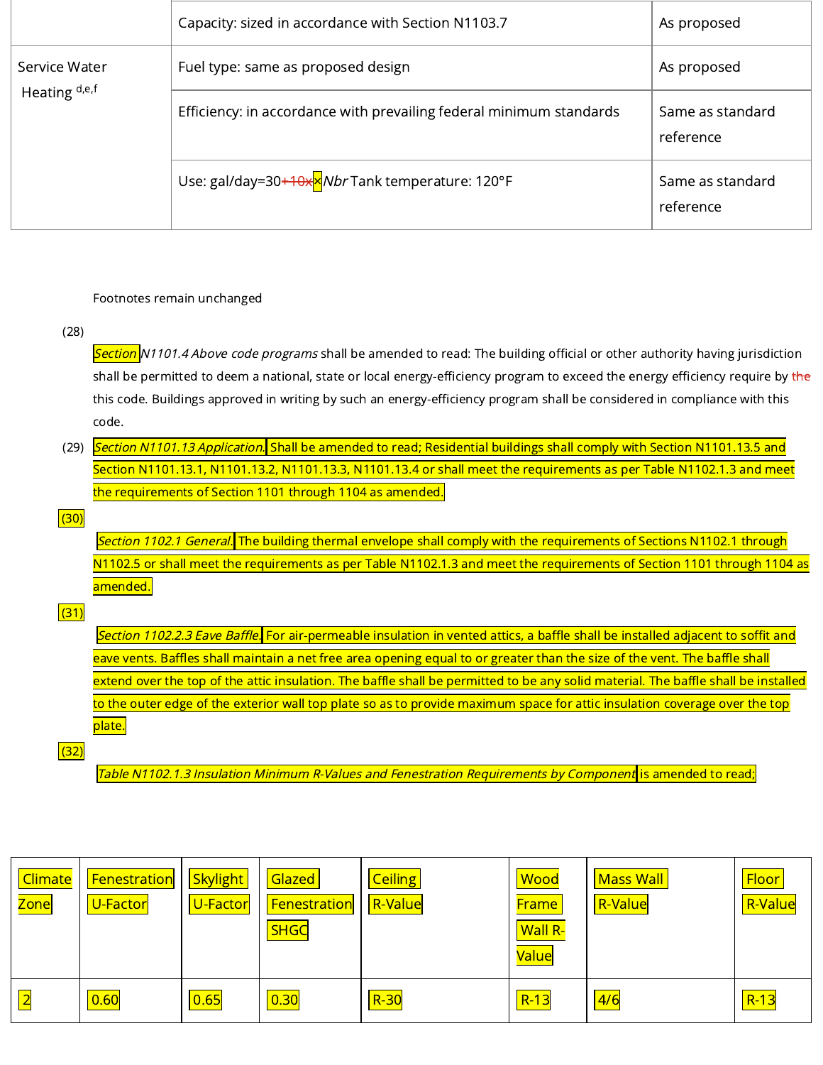| | | |
|---|---|---|
| | Capacity: sized in accordance with Section N1103.7 | As proposed |
| Service Water Heating [d,e,f] | Fuel type: same as proposed design | As proposed |
| | Efficiency: in accordance with prevailing federal minimum standards | Same as standard reference |
| | Use: gal/day=30~~+10x~~×*Nbr* Tank temperature: 120°F | Same as standard reference |

Footnotes remain unchanged

(28)

*Section N1101.4 Above code programs* shall be amended to read: The building official or other authority having jurisdiction shall be permitted to deem a national, state or local energy-efficiency program to exceed the energy efficiency require by ~~the~~ this code. Buildings approved in writing by such an energy-efficiency program shall be considered in compliance with this code.

(29) *Section N1101.13 Application.* Shall be amended to read; Residential buildings shall comply with Section N1101.13.5 and Section N1101.13.1, N1101.13.2, N1101.13.3, N1101.13.4 or shall meet the requirements as per Table N1102.1.3 and meet the requirements of Section 1101 through 1104 as amended.

(30)

*Section 1102.1 General.* The building thermal envelope shall comply with the requirements of Sections N1102.1 through N1102.5 or shall meet the requirements as per Table N1102.1.3 and meet the requirements of Section 1101 through 1104 as amended.

(31)

*Section 1102.2.3 Eave Baffle.* For air-permeable insulation in vented attics, a baffle shall be installed adjacent to soffit and eave vents. Baffles shall maintain a net free area opening equal to or greater than the size of the vent. The baffle shall extend over the top of the attic insulation. The baffle shall be permitted to be any solid material. The baffle shall be installed to the outer edge of the exterior wall top plate so as to provide maximum space for attic insulation coverage over the top plate.

(32)

*Table N1102.1.3 Insulation Minimum R-Values and Fenestration Requirements by Component* is amended to read;

| Climate Zone | Fenestration U-Factor | Skylight U-Factor | Glazed Fenestration SHGC | Ceiling R-Value | Wood Frame Wall R-Value | Mass Wall R-Value | Floor R-Value |
|---|---|---|---|---|---|---|---|
| 2 | 0.60 | 0.65 | 0.30 | R-30 | R-13 | 4/6 | R-13 |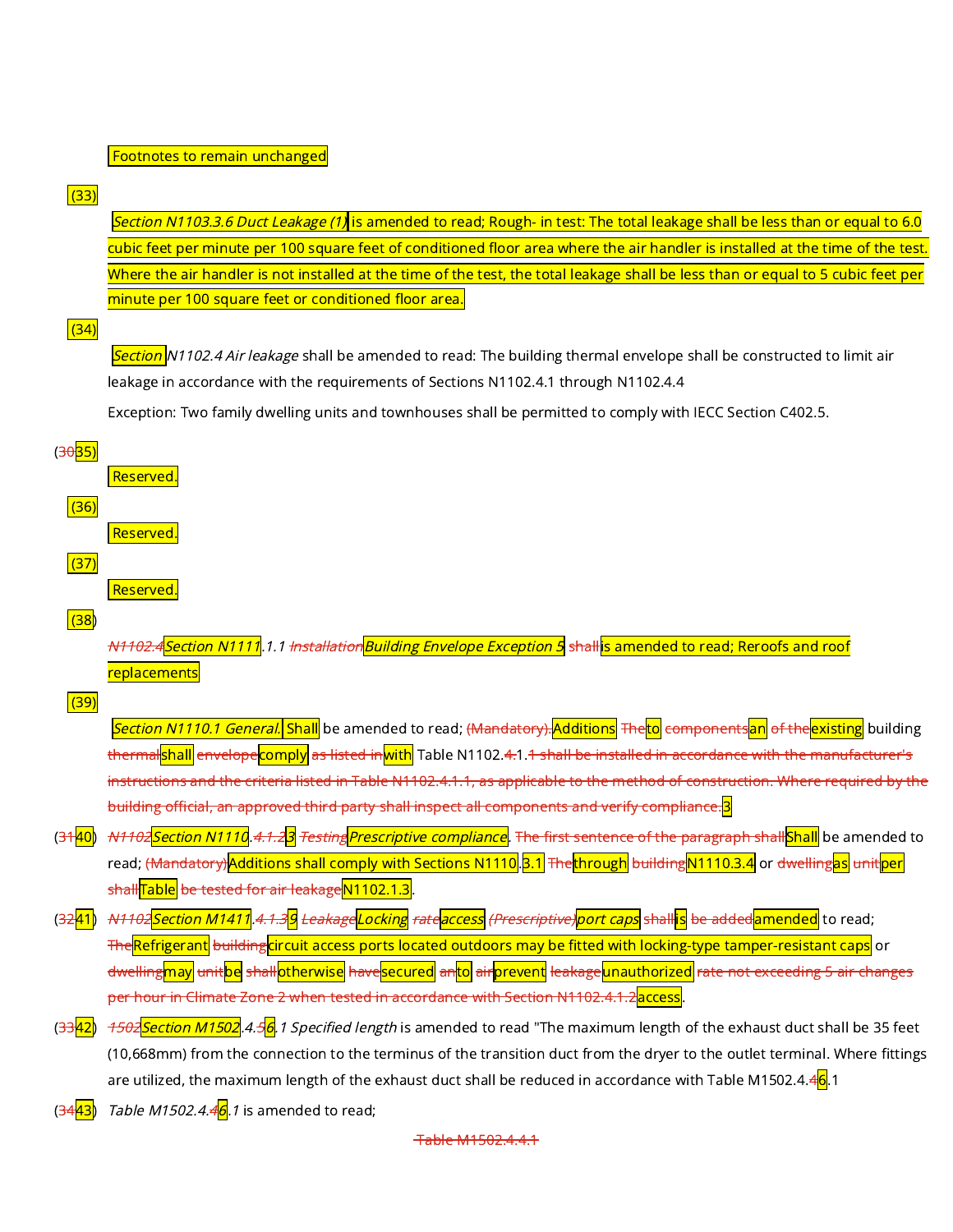Footnotes to remain unchanged

(33)

*Section N1103.3.6 Duct Leakage (1)* is amended to read; Rough- in test: The total leakage shall be less than or equal to 6.0 cubic feet per minute per 100 square feet of conditioned floor area where the air handler is installed at the time of the test. Where the air handler is not installed at the time of the test, the total leakage shall be less than or equal to 5 cubic feet per minute per 100 square feet or conditioned floor area.

(34)

*Section N1102.4 Air leakage* shall be amended to read: The building thermal envelope shall be constructed to limit air leakage in accordance with the requirements of Sections N1102.4.1 through N1102.4.4

Exception: Two family dwelling units and townhouses shall be permitted to comply with IECC Section C402.5.

(~~30~~35)

Reserved.

(36)

Reserved.

(37)

Reserved.

(38)

~~*N1102.4*~~*Section N1111.1.1* ~~*Installation*~~*Building Envelope Exception 5* ~~shall~~is amended to read; Reroofs and roof replacements

(39)

*Section N1110.1 General.* Shall be amended to read; ~~(Mandatory).~~Additions ~~The~~to ~~components~~an ~~of the~~existing building ~~thermal~~shall ~~envelope~~comply ~~as listed in~~with Table N1102.~~4.~~1.~~1 shall be installed in accordance with the manufacturer's instructions and the criteria listed in Table N1102.4.1.1, as applicable to the method of construction. Where required by the building official, an approved third party shall inspect all components and verify compliance.~~3

(~~31~~40) ~~*N1102*~~*Section N1110*.~~*4.1.2*~~*3* ~~*Testing*~~*Prescriptive compliance*. ~~The first sentence of the paragraph shall~~Shall be amended to read; ~~(Mandatory)~~Additions shall comply with Sections N1110.3.1 ~~The~~through ~~building~~N1110.3.4 or ~~dwelling~~as ~~unit~~per ~~shall~~Table ~~be tested for air leakage~~N1102.1.3.

(~~32~~41) ~~*N1102*~~*Section M1411*.~~*4.1.3*~~*9* ~~*Leakage*~~*Locking* ~~*rate*~~*access* ~~*(Prescriptive)*~~*port caps* ~~shall~~is ~~be added~~amended to read; ~~The~~Refrigerant ~~building~~circuit access ports located outdoors may be fitted with locking-type tamper-resistant caps or ~~dwelling~~may ~~unit~~be ~~shall~~otherwise ~~have~~secured ~~an~~to ~~air~~prevent ~~leakage~~unauthorized ~~rate not exceeding 5 air changes per hour in Climate Zone 2 when tested in accordance with Section N1102.4.1.2~~access.

(~~33~~42) ~~*1502*~~*Section M1502.4.*~~*5*~~*6.1 Specified length* is amended to read "The maximum length of the exhaust duct shall be 35 feet (10,668mm) from the connection to the terminus of the transition duct from the dryer to the outlet terminal. Where fittings are utilized, the maximum length of the exhaust duct shall be reduced in accordance with Table M1502.4.~~4~~6.1

(~~34~~43) *Table M1502.4.*~~*4*~~*6.1* is amended to read;

~~Table M1502.4.4.1~~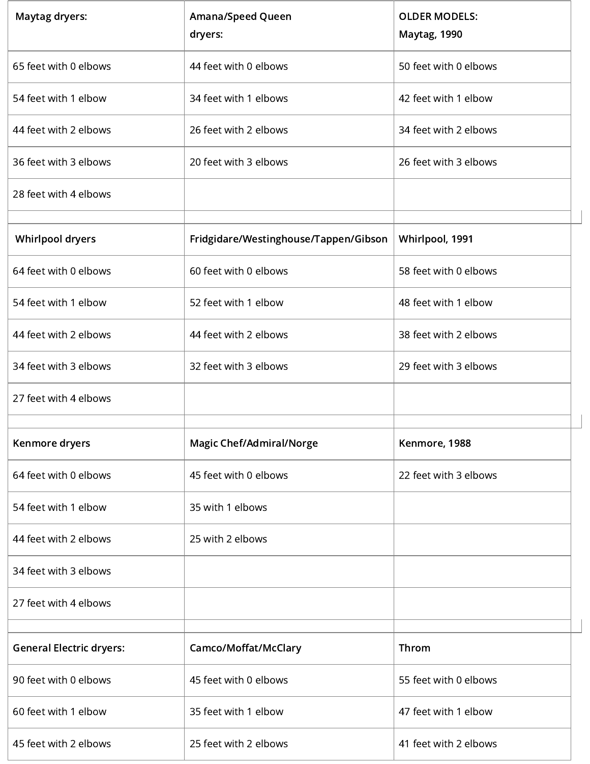| Maytag dryers: | Amana/Speed Queen dryers: | OLDER MODELS: Maytag, 1990 |
|---|---|---|
| 65 feet with 0 elbows | 44 feet with 0 elbows | 50 feet with 0 elbows |
| 54 feet with 1 elbow | 34 feet with 1 elbows | 42 feet with 1 elbow |
| 44 feet with 2 elbows | 26 feet with 2 elbows | 34 feet with 2 elbows |
| 36 feet with 3 elbows | 20 feet with 3 elbows | 26 feet with 3 elbows |
| 28 feet with 4 elbows | | |
| | | |
| **Whirlpool dryers** | **Fridgidare/Westinghouse/Tappen/Gibson** | **Whirlpool, 1991** |
| 64 feet with 0 elbows | 60 feet with 0 elbows | 58 feet with 0 elbows |
| 54 feet with 1 elbow | 52 feet with 1 elbow | 48 feet with 1 elbow |
| 44 feet with 2 elbows | 44 feet with 2 elbows | 38 feet with 2 elbows |
| 34 feet with 3 elbows | 32 feet with 3 elbows | 29 feet with 3 elbows |
| 27 feet with 4 elbows | | |
| | | |
| **Kenmore dryers** | **Magic Chef/Admiral/Norge** | **Kenmore, 1988** |
| 64 feet with 0 elbows | 45 feet with 0 elbows | 22 feet with 3 elbows |
| 54 feet with 1 elbow | 35 with 1 elbows | |
| 44 feet with 2 elbows | 25 with 2 elbows | |
| 34 feet with 3 elbows | | |
| 27 feet with 4 elbows | | |
| | | |
| **General Electric dryers:** | **Camco/Moffat/McClary** | **Throm** |
| 90 feet with 0 elbows | 45 feet with 0 elbows | 55 feet with 0 elbows |
| 60 feet with 1 elbow | 35 feet with 1 elbow | 47 feet with 1 elbow |
| 45 feet with 2 elbows | 25 feet with 2 elbows | 41 feet with 2 elbows |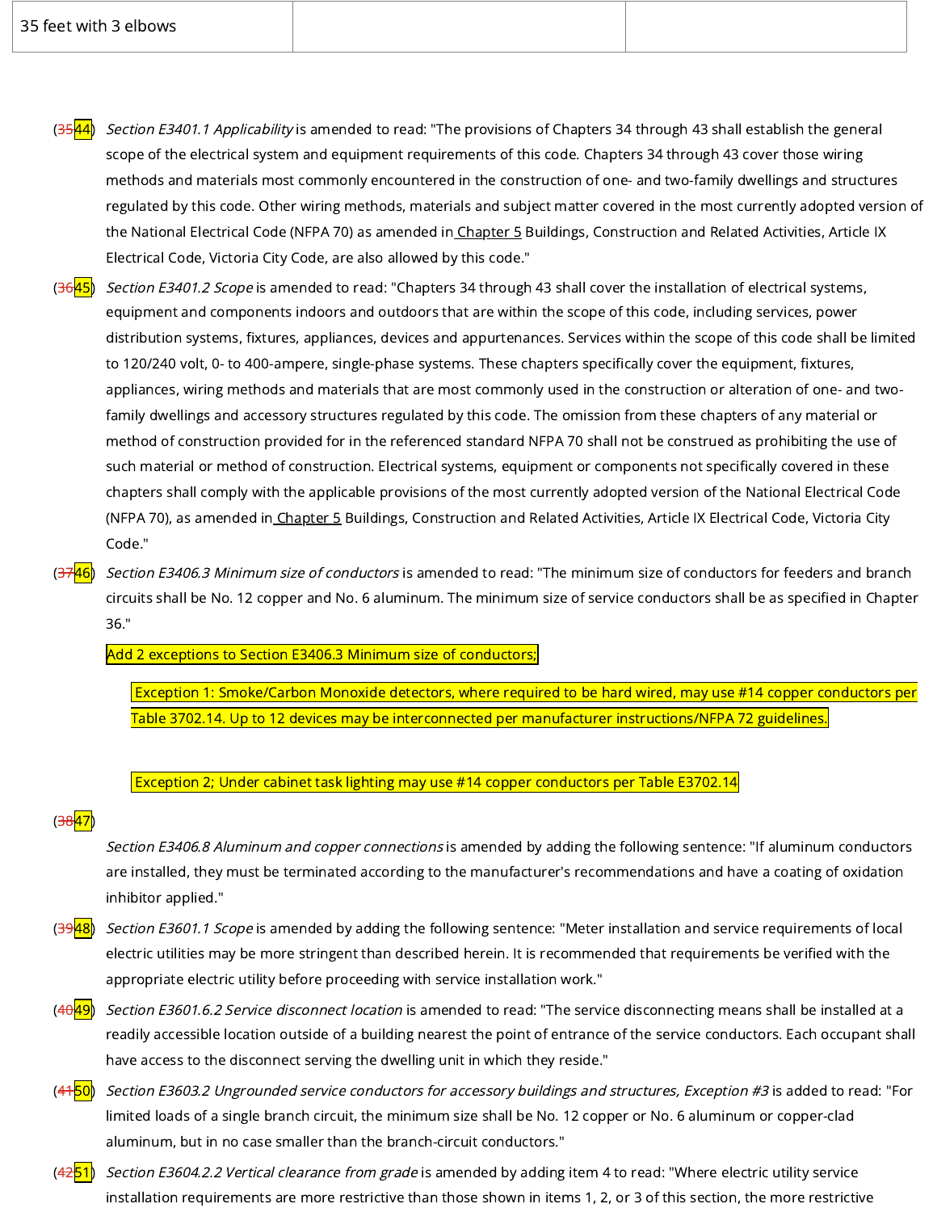| 35 feet with 3 elbows | | |
|---|---|---|

(~~35~~44) *Section E3401.1 Applicability* is amended to read: "The provisions of Chapters 34 through 43 shall establish the general scope of the electrical system and equipment requirements of this code. Chapters 34 through 43 cover those wiring methods and materials most commonly encountered in the construction of one- and two-family dwellings and structures regulated by this code. Other wiring methods, materials and subject matter covered in the most currently adopted version of the National Electrical Code (NFPA 70) as amended in Chapter 5 Buildings, Construction and Related Activities, Article IX Electrical Code, Victoria City Code, are also allowed by this code."

(~~36~~45) *Section E3401.2 Scope* is amended to read: "Chapters 34 through 43 shall cover the installation of electrical systems, equipment and components indoors and outdoors that are within the scope of this code, including services, power distribution systems, fixtures, appliances, devices and appurtenances. Services within the scope of this code shall be limited to 120/240 volt, 0- to 400-ampere, single-phase systems. These chapters specifically cover the equipment, fixtures, appliances, wiring methods and materials that are most commonly used in the construction or alteration of one- and two-family dwellings and accessory structures regulated by this code. The omission from these chapters of any material or method of construction provided for in the referenced standard NFPA 70 shall not be construed as prohibiting the use of such material or method of construction. Electrical systems, equipment or components not specifically covered in these chapters shall comply with the applicable provisions of the most currently adopted version of the National Electrical Code (NFPA 70), as amended in Chapter 5 Buildings, Construction and Related Activities, Article IX Electrical Code, Victoria City Code."

(~~37~~46) *Section E3406.3 Minimum size of conductors* is amended to read: "The minimum size of conductors for feeders and branch circuits shall be No. 12 copper and No. 6 aluminum. The minimum size of service conductors shall be as specified in Chapter 36."

Add 2 exceptions to Section E3406.3 Minimum size of conductors;

> Exception 1: Smoke/Carbon Monoxide detectors, where required to be hard wired, may use #14 copper conductors per Table 3702.14. Up to 12 devices may be interconnected per manufacturer instructions/NFPA 72 guidelines.
>
> Exception 2; Under cabinet task lighting may use #14 copper conductors per Table E3702.14

(~~38~~47)

*Section E3406.8 Aluminum and copper connections* is amended by adding the following sentence: "If aluminum conductors are installed, they must be terminated according to the manufacturer's recommendations and have a coating of oxidation inhibitor applied."

(~~39~~48) *Section E3601.1 Scope* is amended by adding the following sentence: "Meter installation and service requirements of local electric utilities may be more stringent than described herein. It is recommended that requirements be verified with the appropriate electric utility before proceeding with service installation work."

(~~40~~49) *Section E3601.6.2 Service disconnect location* is amended to read: "The service disconnecting means shall be installed at a readily accessible location outside of a building nearest the point of entrance of the service conductors. Each occupant shall have access to the disconnect serving the dwelling unit in which they reside."

(~~41~~50) *Section E3603.2 Ungrounded service conductors for accessory buildings and structures, Exception #3* is added to read: "For limited loads of a single branch circuit, the minimum size shall be No. 12 copper or No. 6 aluminum or copper-clad aluminum, but in no case smaller than the branch-circuit conductors."

(~~42~~51) *Section E3604.2.2 Vertical clearance from grade* is amended by adding item 4 to read: "Where electric utility service installation requirements are more restrictive than those shown in items 1, 2, or 3 of this section, the more restrictive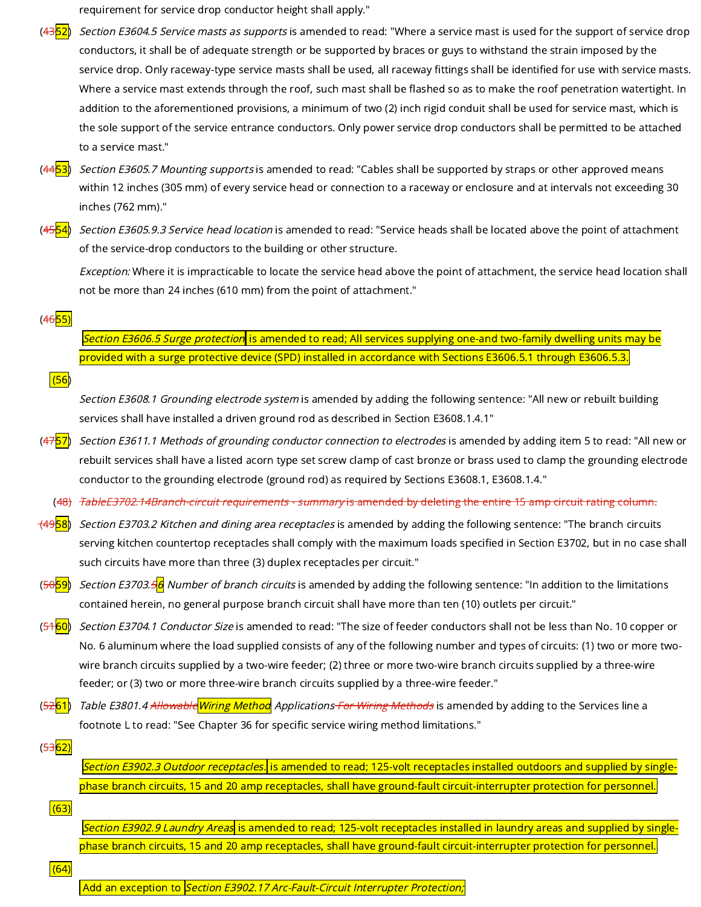requirement for service drop conductor height shall apply."

(~~43~~52) *Section E3604.5 Service masts as supports* is amended to read: "Where a service mast is used for the support of service drop conductors, it shall be of adequate strength or be supported by braces or guys to withstand the strain imposed by the service drop. Only raceway-type service masts shall be used, all raceway fittings shall be identified for use with service masts. Where a service mast extends through the roof, such mast shall be flashed so as to make the roof penetration watertight. In addition to the aforementioned provisions, a minimum of two (2) inch rigid conduit shall be used for service mast, which is the sole support of the service entrance conductors. Only power service drop conductors shall be permitted to be attached to a service mast."

(~~44~~53) *Section E3605.7 Mounting supports* is amended to read: "Cables shall be supported by straps or other approved means within 12 inches (305 mm) of every service head or connection to a raceway or enclosure and at intervals not exceeding 30 inches (762 mm)."

(~~45~~54) *Section E3605.9.3 Service head location* is amended to read: "Service heads shall be located above the point of attachment of the service-drop conductors to the building or other structure.

*Exception:* Where it is impracticable to locate the service head above the point of attachment, the service head location shall not be more than 24 inches (610 mm) from the point of attachment."

(~~46~~55)

*Section E3606.5 Surge protection* is amended to read; All services supplying one-and two-family dwelling units may be provided with a surge protective device (SPD) installed in accordance with Sections E3606.5.1 through E3606.5.3.

(56)

*Section E3608.1 Grounding electrode system* is amended by adding the following sentence: "All new or rebuilt building services shall have installed a driven ground rod as described in Section E3608.1.4.1"

(~~47~~57) *Section E3611.1 Methods of grounding conductor connection to electrodes* is amended by adding item 5 to read: "All new or rebuilt services shall have a listed acorn type set screw clamp of cast bronze or brass used to clamp the grounding electrode conductor to the grounding electrode (ground rod) as required by Sections E3608.1, E3608.1.4."

~~(48) *TableE3702.14Branch-circuit requirements - summary* is amended by deleting the entire 15 amp circuit rating column.~~

(~~49~~58) *Section E3703.2 Kitchen and dining area receptacles* is amended by adding the following sentence: "The branch circuits serving kitchen countertop receptacles shall comply with the maximum loads specified in Section E3702, but in no case shall such circuits have more than three (3) duplex receptacles per circuit."

(~~50~~59) *Section E3703.~~5~~6 Number of branch circuits* is amended by adding the following sentence: "In addition to the limitations contained herein, no general purpose branch circuit shall have more than ten (10) outlets per circuit."

(~~51~~60) *Section E3704.1 Conductor Size* is amended to read: "The size of feeder conductors shall not be less than No. 10 copper or No. 6 aluminum where the load supplied consists of any of the following number and types of circuits: (1) two or more two-wire branch circuits supplied by a two-wire feeder; (2) three or more two-wire branch circuits supplied by a three-wire feeder; or (3) two or more three-wire branch circuits supplied by a three-wire feeder."

(~~52~~61) *Table E3801.4 ~~Allowable~~ Wiring Method Applications ~~For Wiring Methods~~* is amended by adding to the Services line a footnote L to read: "See Chapter 36 for specific service wiring method limitations."

(~~53~~62)

*Section E3902.3 Outdoor receptacles.* is amended to read; 125-volt receptacles installed outdoors and supplied by single-phase branch circuits, 15 and 20 amp receptacles, shall have ground-fault circuit-interrupter protection for personnel.

(63)

*Section E3902.9 Laundry Areas* is amended to read; 125-volt receptacles installed in laundry areas and supplied by single-phase branch circuits, 15 and 20 amp receptacles, shall have ground-fault circuit-interrupter protection for personnel.

(64)

Add an exception to *Section E3902.17 Arc-Fault-Circuit Interrupter Protection;*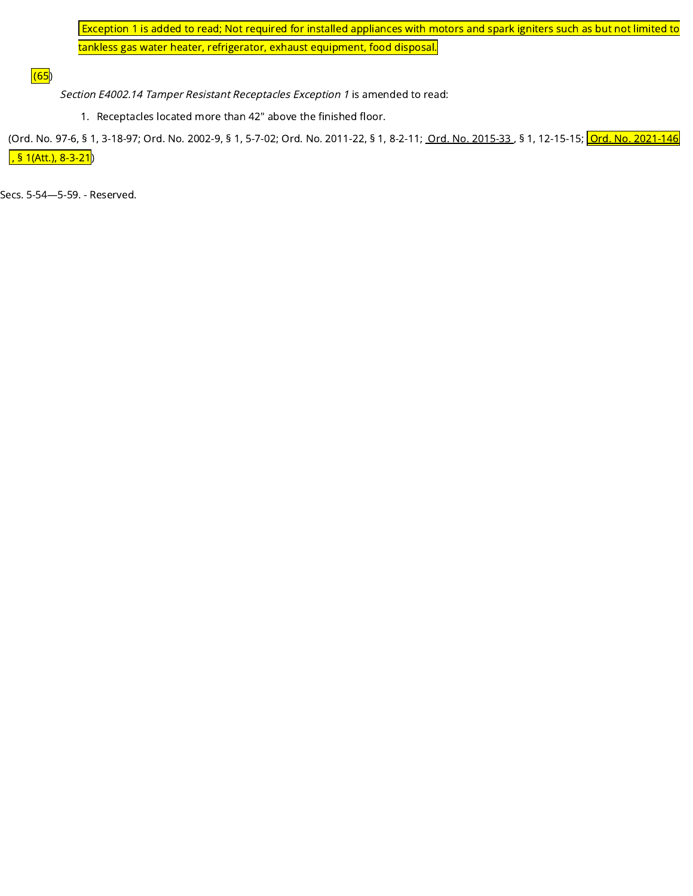Exception 1 is added to read; Not required for installed appliances with motors and spark igniters such as but not limited to tankless gas water heater, refrigerator, exhaust equipment, food disposal.

(65)

*Section E4002.14 Tamper Resistant Receptacles Exception 1* is amended to read:

1. Receptacles located more than 42" above the finished floor.

(Ord. No. 97-6, § 1, 3-18-97; Ord. No. 2002-9, § 1, 5-7-02; Ord. No. 2011-22, § 1, 8-2-11; Ord. No. 2015-33 , § 1, 12-15-15; Ord. No. 2021-146 , § 1(Att.), 8-3-21)

Secs. 5-54—5-59. - Reserved.